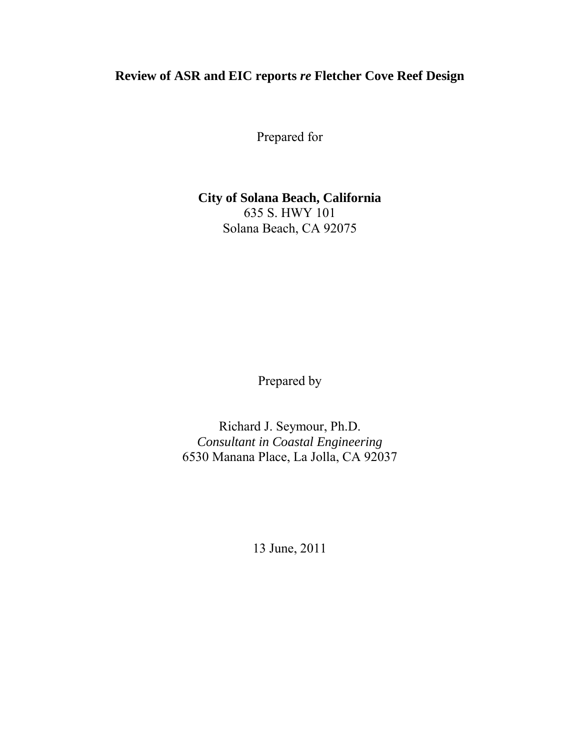# Review of ASR and EIC reports *re* Fletcher Cove Reef Design

Prepared for

**City of Solana Beach, California**
635 S. HWY 101
Solana Beach, CA 92075

Prepared by

Richard J. Seymour, Ph.D.
*Consultant in Coastal Engineering*
6530 Manana Place, La Jolla, CA 92037

13 June, 2011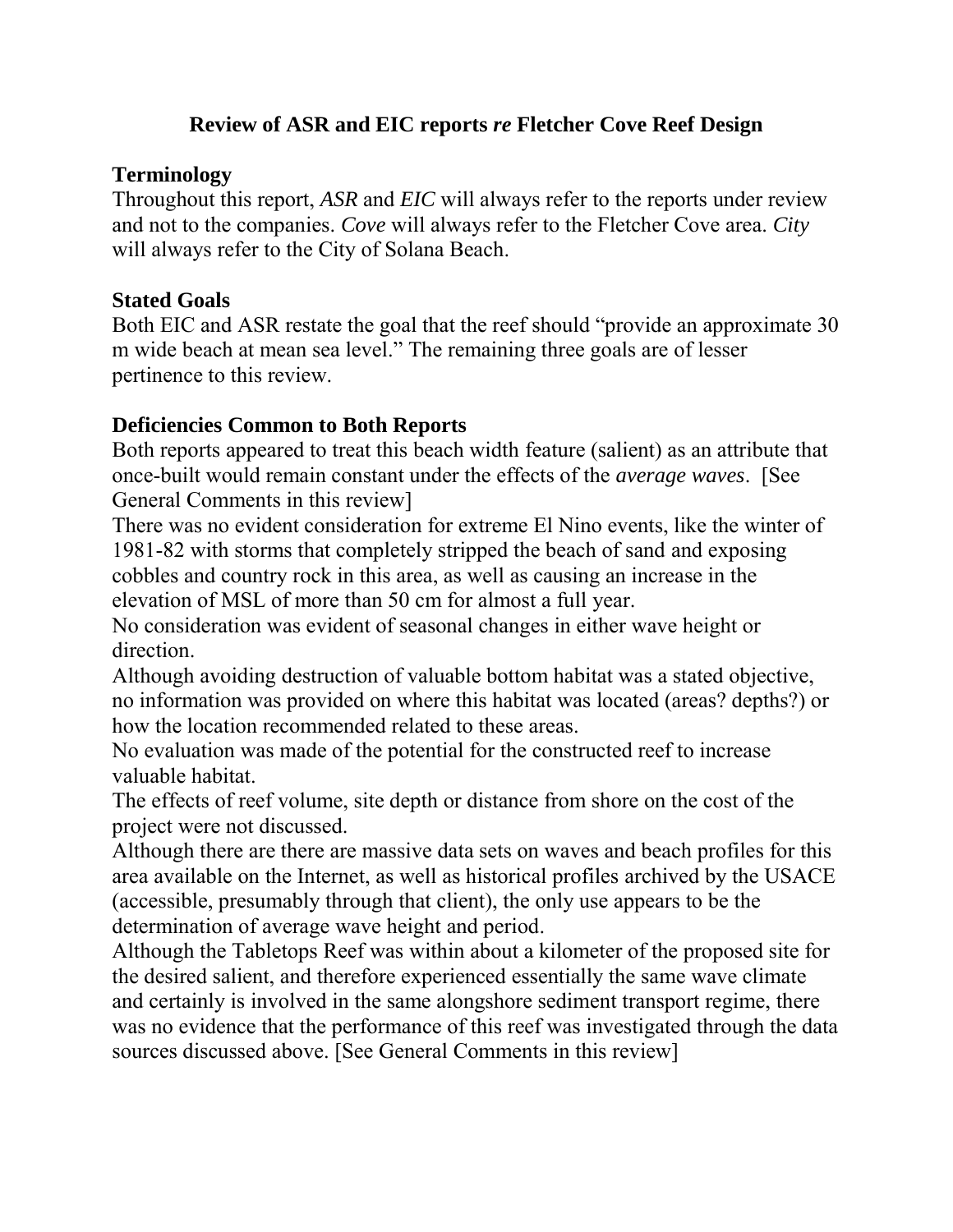# Review of ASR and EIC reports *re* Fletcher Cove Reef Design

## Terminology

Throughout this report, *ASR* and *EIC* will always refer to the reports under review and not to the companies. *Cove* will always refer to the Fletcher Cove area. *City* will always refer to the City of Solana Beach.

## Stated Goals

Both EIC and ASR restate the goal that the reef should "provide an approximate 30 m wide beach at mean sea level." The remaining three goals are of lesser pertinence to this review.

## Deficiencies Common to Both Reports

Both reports appeared to treat this beach width feature (salient) as an attribute that once-built would remain constant under the effects of the *average waves*. [See General Comments in this review]

There was no evident consideration for extreme El Nino events, like the winter of 1981-82 with storms that completely stripped the beach of sand and exposing cobbles and country rock in this area, as well as causing an increase in the elevation of MSL of more than 50 cm for almost a full year.

No consideration was evident of seasonal changes in either wave height or direction.

Although avoiding destruction of valuable bottom habitat was a stated objective, no information was provided on where this habitat was located (areas? depths?) or how the location recommended related to these areas.

No evaluation was made of the potential for the constructed reef to increase valuable habitat.

The effects of reef volume, site depth or distance from shore on the cost of the project were not discussed.

Although there are there are massive data sets on waves and beach profiles for this area available on the Internet, as well as historical profiles archived by the USACE (accessible, presumably through that client), the only use appears to be the determination of average wave height and period.

Although the Tabletops Reef was within about a kilometer of the proposed site for the desired salient, and therefore experienced essentially the same wave climate and certainly is involved in the same alongshore sediment transport regime, there was no evidence that the performance of this reef was investigated through the data sources discussed above. [See General Comments in this review]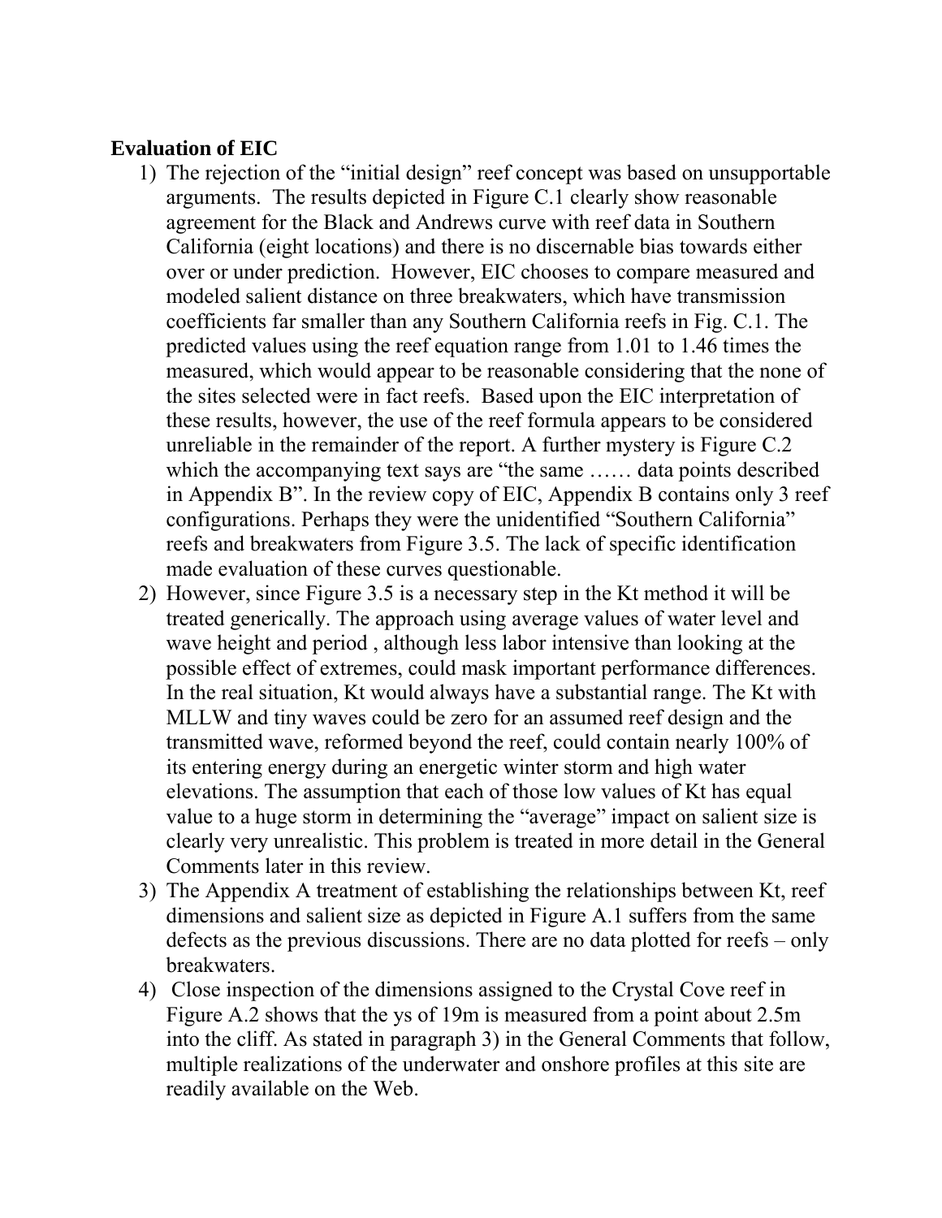**Evaluation of EIC**

1) The rejection of the "initial design" reef concept was based on unsupportable arguments. The results depicted in Figure C.1 clearly show reasonable agreement for the Black and Andrews curve with reef data in Southern California (eight locations) and there is no discernable bias towards either over or under prediction. However, EIC chooses to compare measured and modeled salient distance on three breakwaters, which have transmission coefficients far smaller than any Southern California reefs in Fig. C.1. The predicted values using the reef equation range from 1.01 to 1.46 times the measured, which would appear to be reasonable considering that the none of the sites selected were in fact reefs. Based upon the EIC interpretation of these results, however, the use of the reef formula appears to be considered unreliable in the remainder of the report. A further mystery is Figure C.2 which the accompanying text says are "the same …… data points described in Appendix B". In the review copy of EIC, Appendix B contains only 3 reef configurations. Perhaps they were the unidentified "Southern California" reefs and breakwaters from Figure 3.5. The lack of specific identification made evaluation of these curves questionable.
2) However, since Figure 3.5 is a necessary step in the Kt method it will be treated generically. The approach using average values of water level and wave height and period , although less labor intensive than looking at the possible effect of extremes, could mask important performance differences. In the real situation, Kt would always have a substantial range. The Kt with MLLW and tiny waves could be zero for an assumed reef design and the transmitted wave, reformed beyond the reef, could contain nearly 100% of its entering energy during an energetic winter storm and high water elevations. The assumption that each of those low values of Kt has equal value to a huge storm in determining the "average" impact on salient size is clearly very unrealistic. This problem is treated in more detail in the General Comments later in this review.
3) The Appendix A treatment of establishing the relationships between Kt, reef dimensions and salient size as depicted in Figure A.1 suffers from the same defects as the previous discussions. There are no data plotted for reefs – only breakwaters.
4) Close inspection of the dimensions assigned to the Crystal Cove reef in Figure A.2 shows that the ys of 19m is measured from a point about 2.5m into the cliff. As stated in paragraph 3) in the General Comments that follow, multiple realizations of the underwater and onshore profiles at this site are readily available on the Web.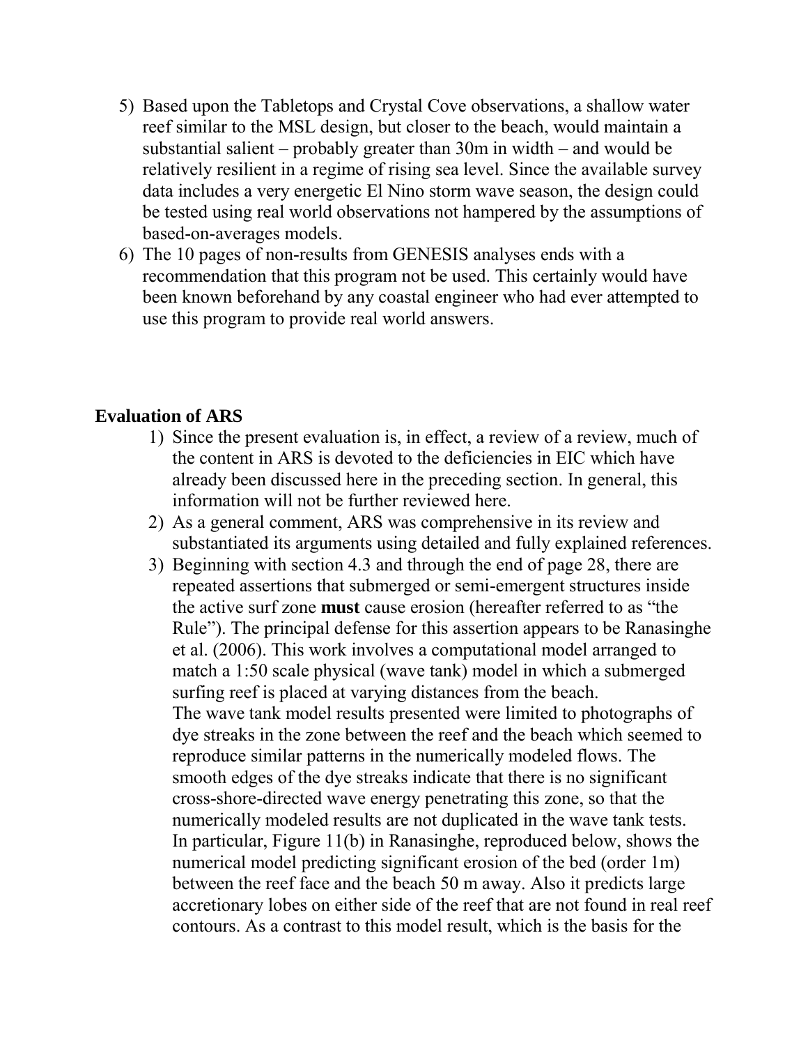5) Based upon the Tabletops and Crystal Cove observations, a shallow water reef similar to the MSL design, but closer to the beach, would maintain a substantial salient – probably greater than 30m in width – and would be relatively resilient in a regime of rising sea level. Since the available survey data includes a very energetic El Nino storm wave season, the design could be tested using real world observations not hampered by the assumptions of based-on-averages models.
6) The 10 pages of non-results from GENESIS analyses ends with a recommendation that this program not be used. This certainly would have been known beforehand by any coastal engineer who had ever attempted to use this program to provide real world answers.

**Evaluation of ARS**

1) Since the present evaluation is, in effect, a review of a review, much of the content in ARS is devoted to the deficiencies in EIC which have already been discussed here in the preceding section. In general, this information will not be further reviewed here.
2) As a general comment, ARS was comprehensive in its review and substantiated its arguments using detailed and fully explained references.
3) Beginning with section 4.3 and through the end of page 28, there are repeated assertions that submerged or semi-emergent structures inside the active surf zone **must** cause erosion (hereafter referred to as "the Rule"). The principal defense for this assertion appears to be Ranasinghe et al. (2006). This work involves a computational model arranged to match a 1:50 scale physical (wave tank) model in which a submerged surfing reef is placed at varying distances from the beach.
   The wave tank model results presented were limited to photographs of dye streaks in the zone between the reef and the beach which seemed to reproduce similar patterns in the numerically modeled flows. The smooth edges of the dye streaks indicate that there is no significant cross-shore-directed wave energy penetrating this zone, so that the numerically modeled results are not duplicated in the wave tank tests.
   In particular, Figure 11(b) in Ranasinghe, reproduced below, shows the numerical model predicting significant erosion of the bed (order 1m) between the reef face and the beach 50 m away. Also it predicts large accretionary lobes on either side of the reef that are not found in real reef contours. As a contrast to this model result, which is the basis for the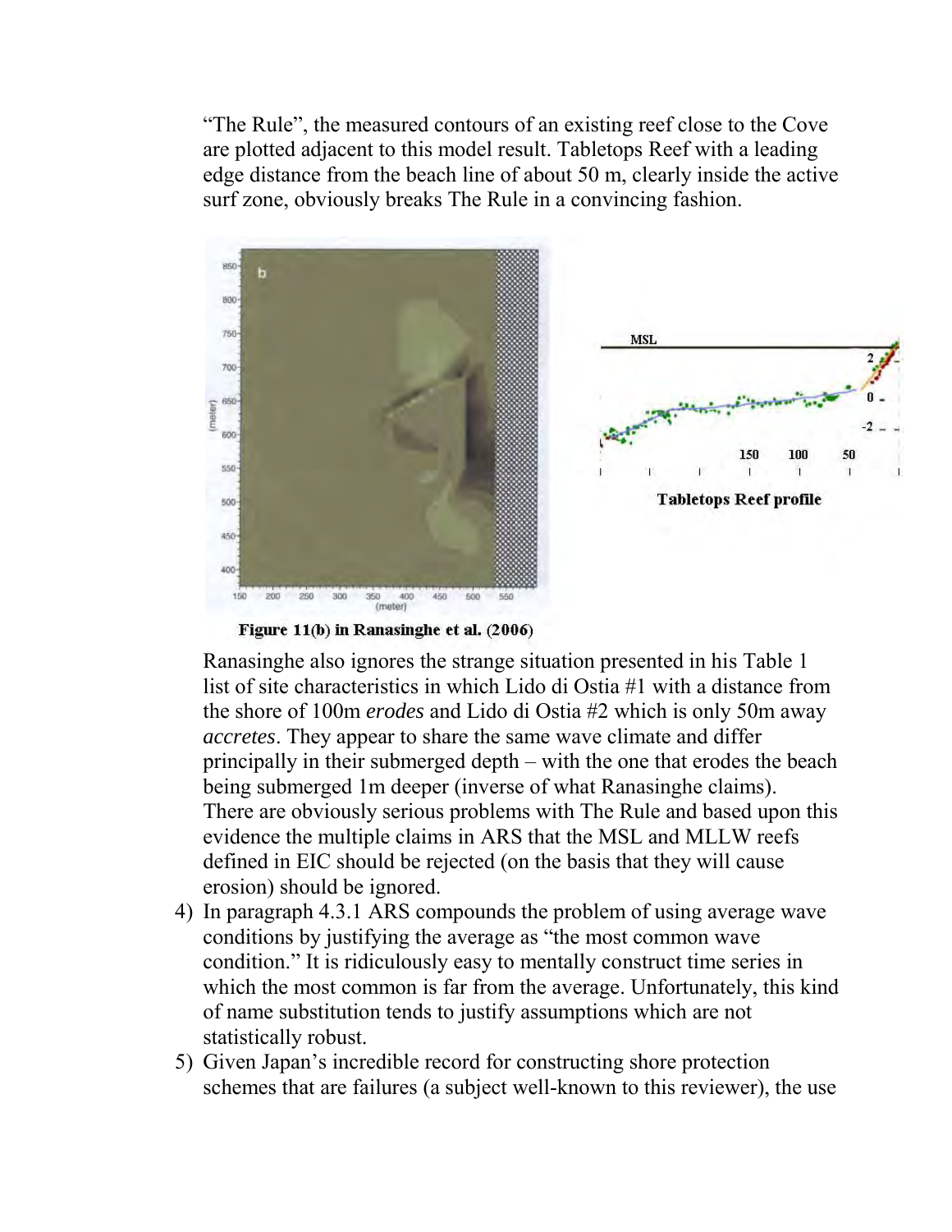"The Rule", the measured contours of an existing reef close to the Cove are plotted adjacent to this model result. Tabletops Reef with a leading edge distance from the beach line of about 50 m, clearly inside the active surf zone, obviously breaks The Rule in a convincing fashion.

**Figure 11(b) in Ranasinghe et al. (2006)**

**Tabletops Reef profile**

Ranasinghe also ignores the strange situation presented in his Table 1 list of site characteristics in which Lido di Ostia #1 with a distance from the shore of 100m *erodes* and Lido di Ostia #2 which is only 50m away *accretes*. They appear to share the same wave climate and differ principally in their submerged depth – with the one that erodes the beach being submerged 1m deeper (inverse of what Ranasinghe claims). There are obviously serious problems with The Rule and based upon this evidence the multiple claims in ARS that the MSL and MLLW reefs defined in EIC should be rejected (on the basis that they will cause erosion) should be ignored.

4) In paragraph 4.3.1 ARS compounds the problem of using average wave conditions by justifying the average as "the most common wave condition." It is ridiculously easy to mentally construct time series in which the most common is far from the average. Unfortunately, this kind of name substitution tends to justify assumptions which are not statistically robust.
5) Given Japan's incredible record for constructing shore protection schemes that are failures (a subject well-known to this reviewer), the use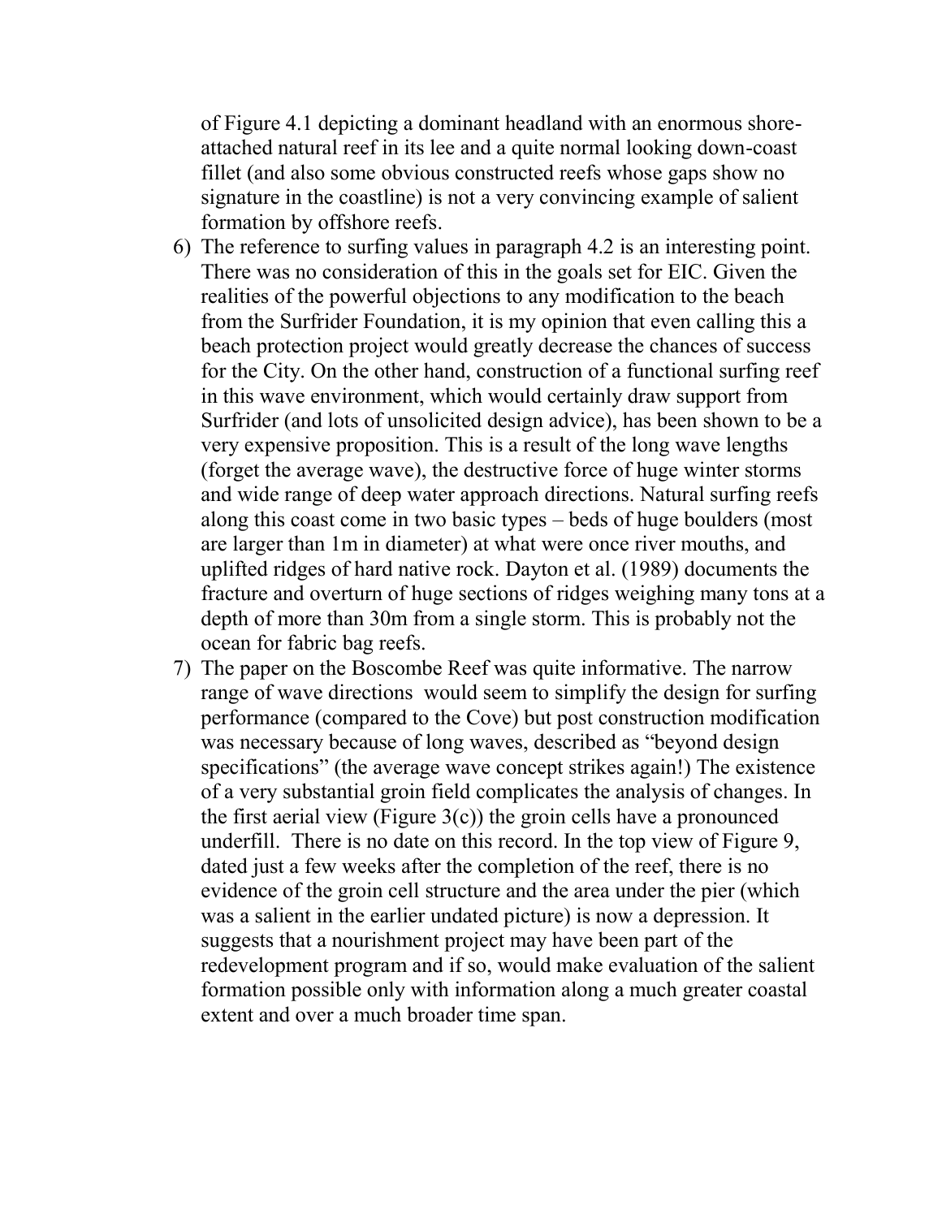of Figure 4.1 depicting a dominant headland with an enormous shore-attached natural reef in its lee and a quite normal looking down-coast fillet (and also some obvious constructed reefs whose gaps show no signature in the coastline) is not a very convincing example of salient formation by offshore reefs.

6) The reference to surfing values in paragraph 4.2 is an interesting point. There was no consideration of this in the goals set for EIC. Given the realities of the powerful objections to any modification to the beach from the Surfrider Foundation, it is my opinion that even calling this a beach protection project would greatly decrease the chances of success for the City. On the other hand, construction of a functional surfing reef in this wave environment, which would certainly draw support from Surfrider (and lots of unsolicited design advice), has been shown to be a very expensive proposition. This is a result of the long wave lengths (forget the average wave), the destructive force of huge winter storms and wide range of deep water approach directions. Natural surfing reefs along this coast come in two basic types – beds of huge boulders (most are larger than 1m in diameter) at what were once river mouths, and uplifted ridges of hard native rock. Dayton et al. (1989) documents the fracture and overturn of huge sections of ridges weighing many tons at a depth of more than 30m from a single storm. This is probably not the ocean for fabric bag reefs.

7) The paper on the Boscombe Reef was quite informative. The narrow range of wave directions would seem to simplify the design for surfing performance (compared to the Cove) but post construction modification was necessary because of long waves, described as "beyond design specifications" (the average wave concept strikes again!) The existence of a very substantial groin field complicates the analysis of changes. In the first aerial view (Figure 3(c)) the groin cells have a pronounced underfill. There is no date on this record. In the top view of Figure 9, dated just a few weeks after the completion of the reef, there is no evidence of the groin cell structure and the area under the pier (which was a salient in the earlier undated picture) is now a depression. It suggests that a nourishment project may have been part of the redevelopment program and if so, would make evaluation of the salient formation possible only with information along a much greater coastal extent and over a much broader time span.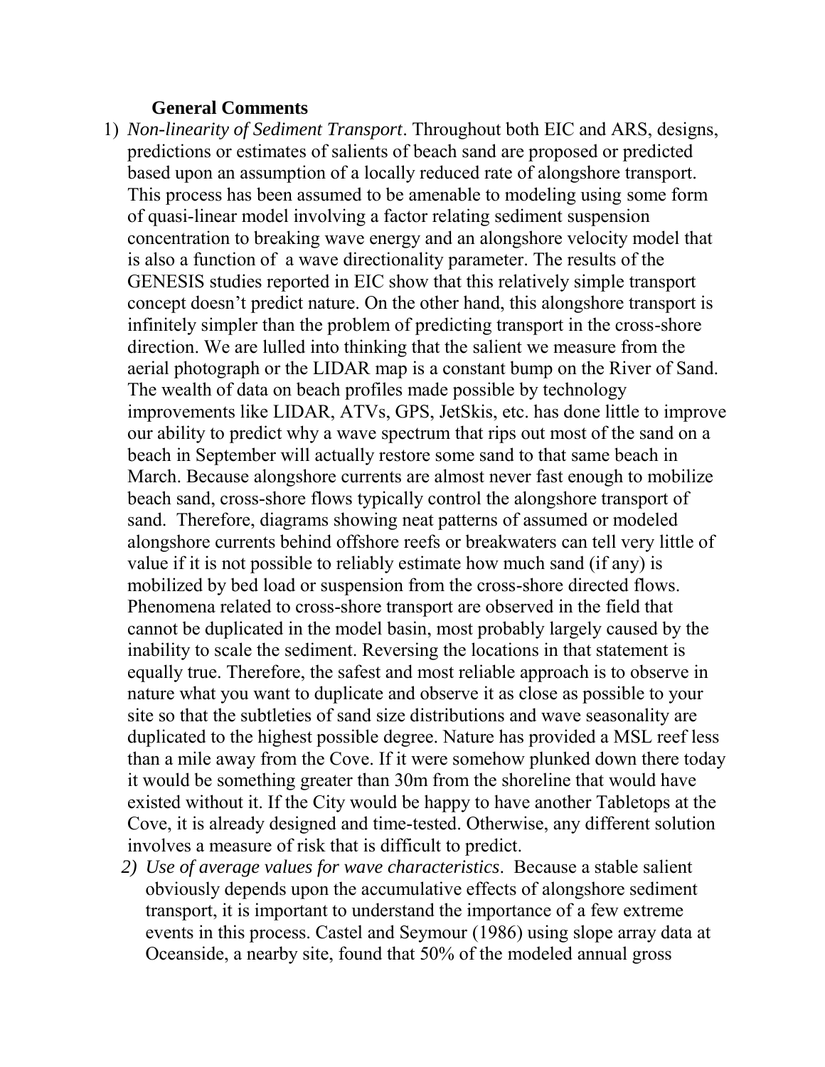## General Comments

1) *Non-linearity of Sediment Transport*. Throughout both EIC and ARS, designs, predictions or estimates of salients of beach sand are proposed or predicted based upon an assumption of a locally reduced rate of alongshore transport. This process has been assumed to be amenable to modeling using some form of quasi-linear model involving a factor relating sediment suspension concentration to breaking wave energy and an alongshore velocity model that is also a function of a wave directionality parameter. The results of the GENESIS studies reported in EIC show that this relatively simple transport concept doesn't predict nature. On the other hand, this alongshore transport is infinitely simpler than the problem of predicting transport in the cross-shore direction. We are lulled into thinking that the salient we measure from the aerial photograph or the LIDAR map is a constant bump on the River of Sand. The wealth of data on beach profiles made possible by technology improvements like LIDAR, ATVs, GPS, JetSkis, etc. has done little to improve our ability to predict why a wave spectrum that rips out most of the sand on a beach in September will actually restore some sand to that same beach in March. Because alongshore currents are almost never fast enough to mobilize beach sand, cross-shore flows typically control the alongshore transport of sand. Therefore, diagrams showing neat patterns of assumed or modeled alongshore currents behind offshore reefs or breakwaters can tell very little of value if it is not possible to reliably estimate how much sand (if any) is mobilized by bed load or suspension from the cross-shore directed flows. Phenomena related to cross-shore transport are observed in the field that cannot be duplicated in the model basin, most probably largely caused by the inability to scale the sediment. Reversing the locations in that statement is equally true. Therefore, the safest and most reliable approach is to observe in nature what you want to duplicate and observe it as close as possible to your site so that the subtleties of sand size distributions and wave seasonality are duplicated to the highest possible degree. Nature has provided a MSL reef less than a mile away from the Cove. If it were somehow plunked down there today it would be something greater than 30m from the shoreline that would have existed without it. If the City would be happy to have another Tabletops at the Cove, it is already designed and time-tested. Otherwise, any different solution involves a measure of risk that is difficult to predict.

2) *Use of average values for wave characteristics*. Because a stable salient obviously depends upon the accumulative effects of alongshore sediment transport, it is important to understand the importance of a few extreme events in this process. Castel and Seymour (1986) using slope array data at Oceanside, a nearby site, found that 50% of the modeled annual gross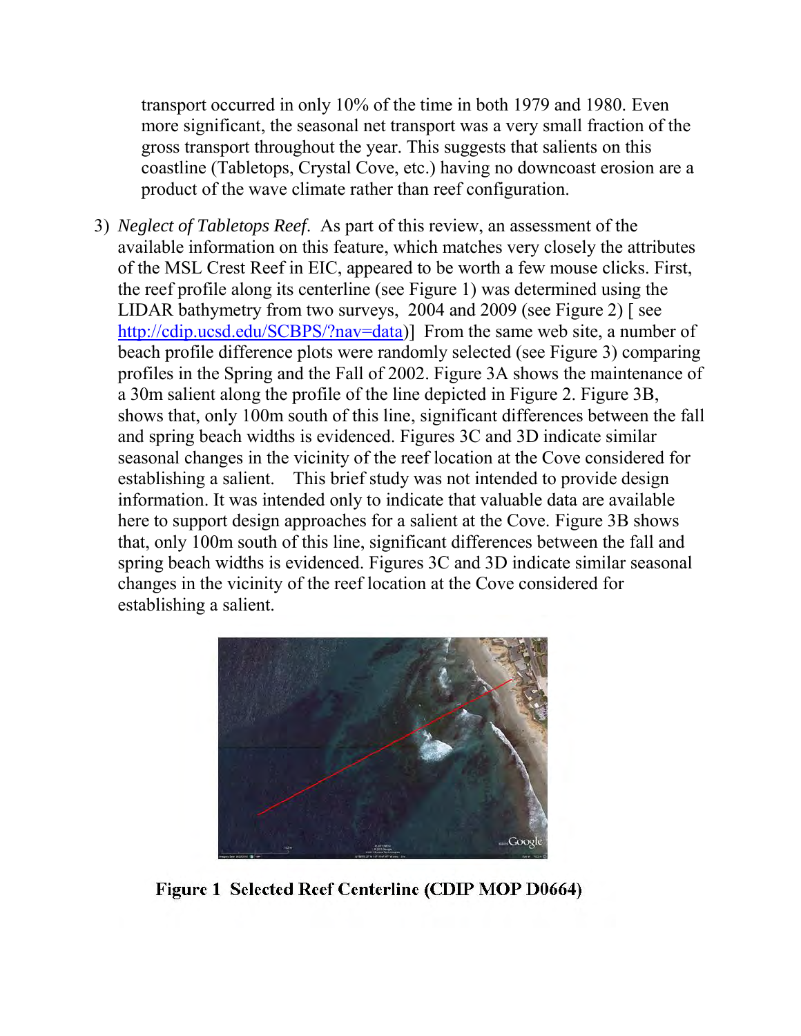transport occurred in only 10% of the time in both 1979 and 1980. Even more significant, the seasonal net transport was a very small fraction of the gross transport throughout the year. This suggests that salients on this coastline (Tabletops, Crystal Cove, etc.) having no downcoast erosion are a product of the wave climate rather than reef configuration.

3) *Neglect of Tabletops Reef*. As part of this review, an assessment of the available information on this feature, which matches very closely the attributes of the MSL Crest Reef in EIC, appeared to be worth a few mouse clicks. First, the reef profile along its centerline (see Figure 1) was determined using the LIDAR bathymetry from two surveys, 2004 and 2009 (see Figure 2) [ see http://cdip.ucsd.edu/SCBPS/?nav=data)] From the same web site, a number of beach profile difference plots were randomly selected (see Figure 3) comparing profiles in the Spring and the Fall of 2002. Figure 3A shows the maintenance of a 30m salient along the profile of the line depicted in Figure 2. Figure 3B, shows that, only 100m south of this line, significant differences between the fall and spring beach widths is evidenced. Figures 3C and 3D indicate similar seasonal changes in the vicinity of the reef location at the Cove considered for establishing a salient. This brief study was not intended to provide design information. It was intended only to indicate that valuable data are available here to support design approaches for a salient at the Cove. Figure 3B shows that, only 100m south of this line, significant differences between the fall and spring beach widths is evidenced. Figures 3C and 3D indicate similar seasonal changes in the vicinity of the reef location at the Cove considered for establishing a salient.

**Figure 1 Selected Reef Centerline (CDIP MOP D0664)**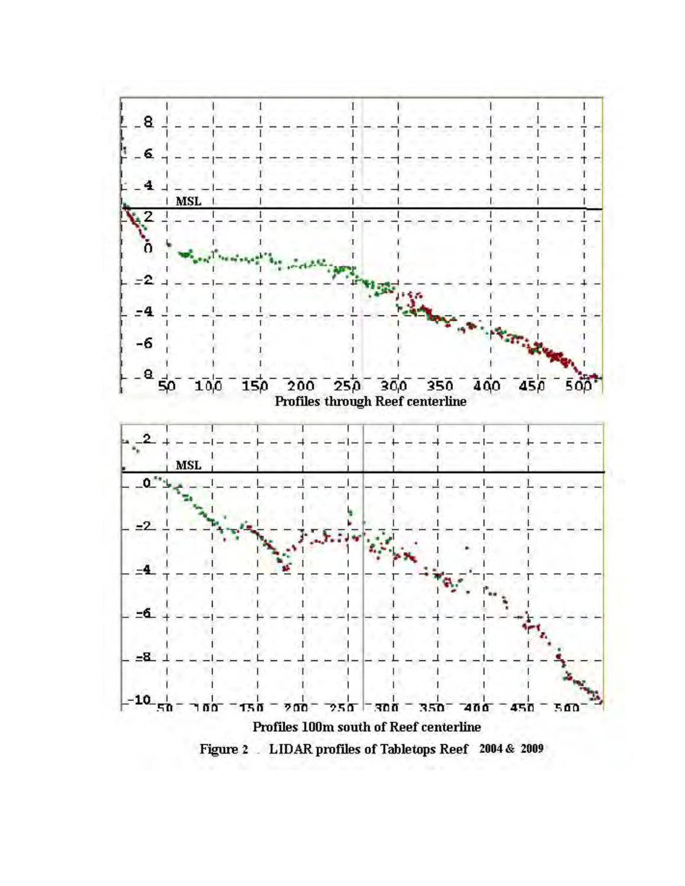Profiles through Reef centerline

Profiles 100m south of Reef centerline

**Figure 2 LIDAR profiles of Tabletops Reef 2004 & 2009**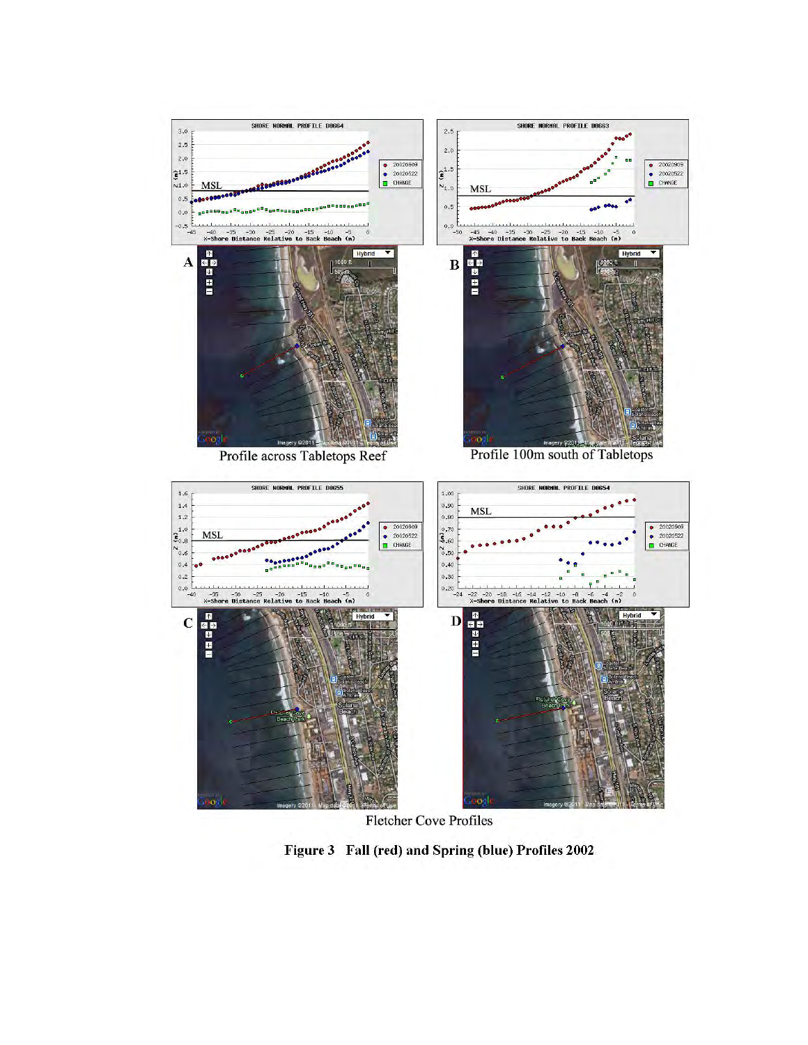A

Profile across Tabletops Reef

B

Profile 100m south of Tabletops

C

D

Fletcher Cove Profiles

**Figure 3 Fall (red) and Spring (blue) Profiles 2002**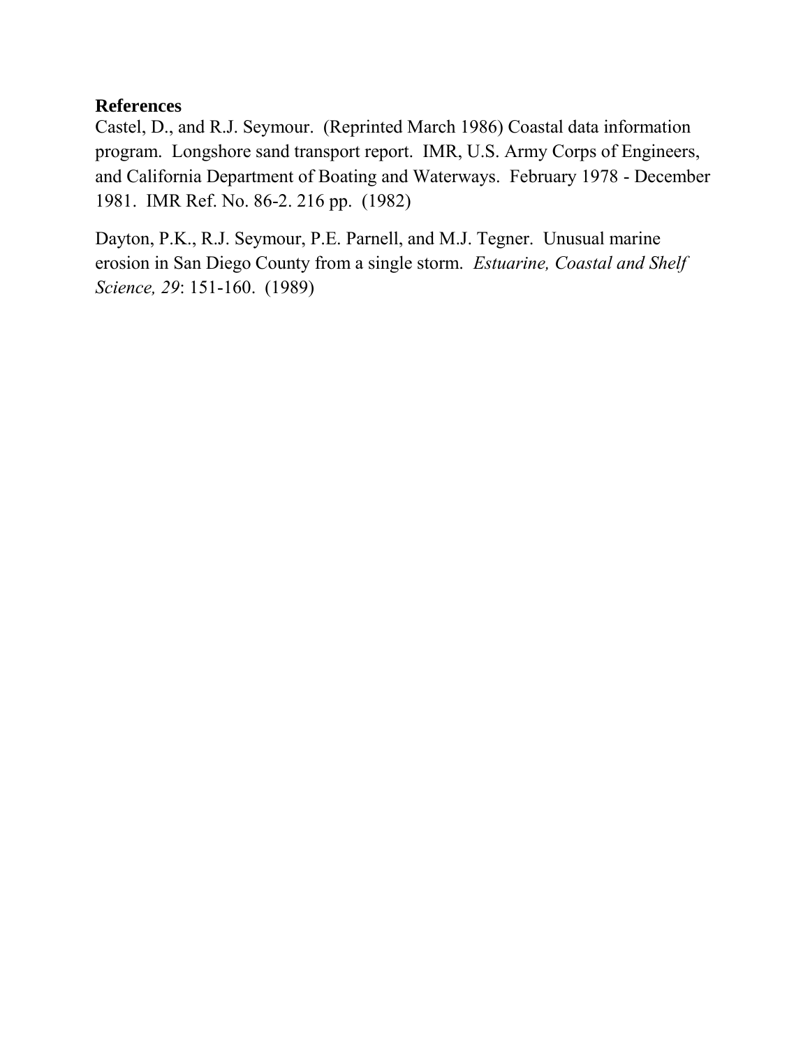**References**

Castel, D., and R.J. Seymour. (Reprinted March 1986) Coastal data information program. Longshore sand transport report. IMR, U.S. Army Corps of Engineers, and California Department of Boating and Waterways. February 1978 - December 1981. IMR Ref. No. 86-2. 216 pp. (1982)

Dayton, P.K., R.J. Seymour, P.E. Parnell, and M.J. Tegner. Unusual marine erosion in San Diego County from a single storm. *Estuarine, Coastal and Shelf Science, 29*: 151-160. (1989)